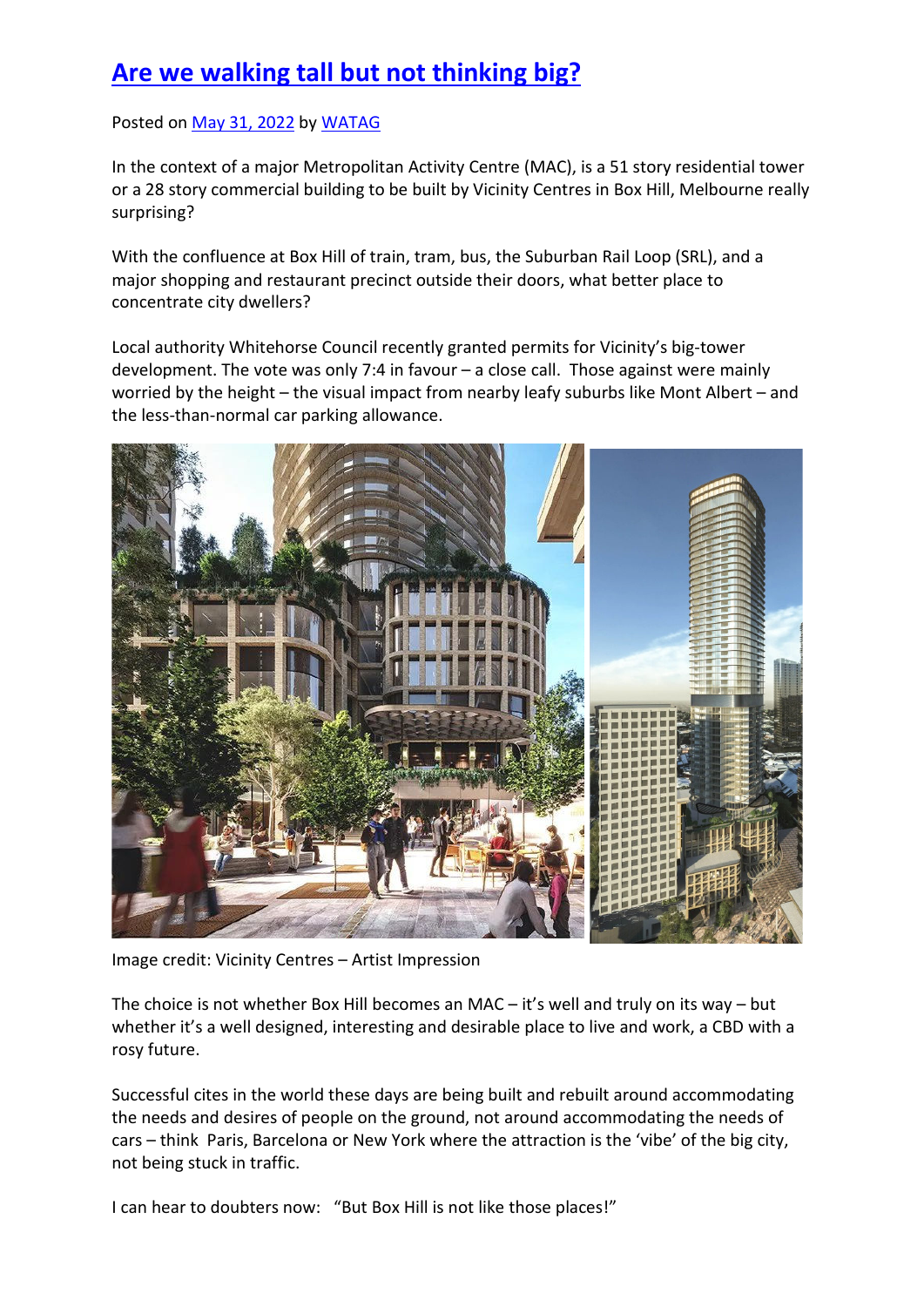# [Are we walking tall but not thinking big?]

Posted on [May 31, 2022] by [WATAG]

In the context of a major Metropolitan Activity Centre (MAC), is a 51 story residential tower or a 28 story commercial building to be built by Vicinity Centres in Box Hill, Melbourne really surprising?

With the confluence at Box Hill of train, tram, bus, the Suburban Rail Loop (SRL), and a major shopping and restaurant precinct outside their doors, what better place to concentrate city dwellers?

Local authority Whitehorse Council recently granted permits for Vicinity's big-tower development. The vote was only 7:4 in favour – a close call. Those against were mainly worried by the height – the visual impact from nearby leafy suburbs like Mont Albert – and the less-than-normal car parking allowance.

Image credit: Vicinity Centres – Artist Impression

The choice is not whether Box Hill becomes an MAC – it's well and truly on its way – but whether it's a well designed, interesting and desirable place to live and work, a CBD with a rosy future.

Successful cites in the world these days are being built and rebuilt around accommodating the needs and desires of people on the ground, not around accommodating the needs of cars – think Paris, Barcelona or New York where the attraction is the 'vibe' of the big city, not being stuck in traffic.

I can hear to doubters now: "But Box Hill is not like those places!"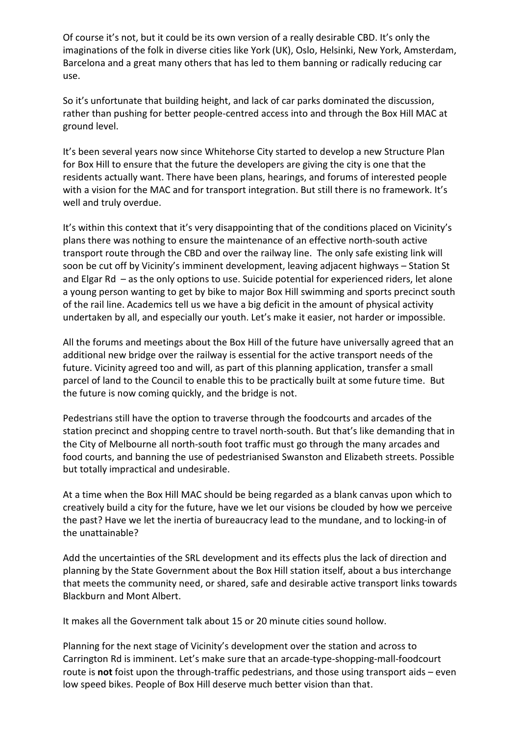Of course it's not, but it could be its own version of a really desirable CBD. It's only the imaginations of the folk in diverse cities like York (UK), Oslo, Helsinki, New York, Amsterdam, Barcelona and a great many others that has led to them banning or radically reducing car use.

So it's unfortunate that building height, and lack of car parks dominated the discussion, rather than pushing for better people-centred access into and through the Box Hill MAC at ground level.

It's been several years now since Whitehorse City started to develop a new Structure Plan for Box Hill to ensure that the future the developers are giving the city is one that the residents actually want. There have been plans, hearings, and forums of interested people with a vision for the MAC and for transport integration. But still there is no framework. It's well and truly overdue.

It's within this context that it's very disappointing that of the conditions placed on Vicinity's plans there was nothing to ensure the maintenance of an effective north-south active transport route through the CBD and over the railway line. The only safe existing link will soon be cut off by Vicinity's imminent development, leaving adjacent highways – Station St and Elgar Rd – as the only options to use. Suicide potential for experienced riders, let alone a young person wanting to get by bike to major Box Hill swimming and sports precinct south of the rail line. Academics tell us we have a big deficit in the amount of physical activity undertaken by all, and especially our youth. Let's make it easier, not harder or impossible.

All the forums and meetings about the Box Hill of the future have universally agreed that an additional new bridge over the railway is essential for the active transport needs of the future. Vicinity agreed too and will, as part of this planning application, transfer a small parcel of land to the Council to enable this to be practically built at some future time. But the future is now coming quickly, and the bridge is not.

Pedestrians still have the option to traverse through the foodcourts and arcades of the station precinct and shopping centre to travel north-south. But that's like demanding that in the City of Melbourne all north-south foot traffic must go through the many arcades and food courts, and banning the use of pedestrianised Swanston and Elizabeth streets. Possible but totally impractical and undesirable.

At a time when the Box Hill MAC should be being regarded as a blank canvas upon which to creatively build a city for the future, have we let our visions be clouded by how we perceive the past? Have we let the inertia of bureaucracy lead to the mundane, and to locking-in of the unattainable?

Add the uncertainties of the SRL development and its effects plus the lack of direction and planning by the State Government about the Box Hill station itself, about a bus interchange that meets the community need, or shared, safe and desirable active transport links towards Blackburn and Mont Albert.

It makes all the Government talk about 15 or 20 minute cities sound hollow.

Planning for the next stage of Vicinity's development over the station and across to Carrington Rd is imminent. Let's make sure that an arcade-type-shopping-mall-foodcourt route is **not** foist upon the through-traffic pedestrians, and those using transport aids – even low speed bikes. People of Box Hill deserve much better vision than that.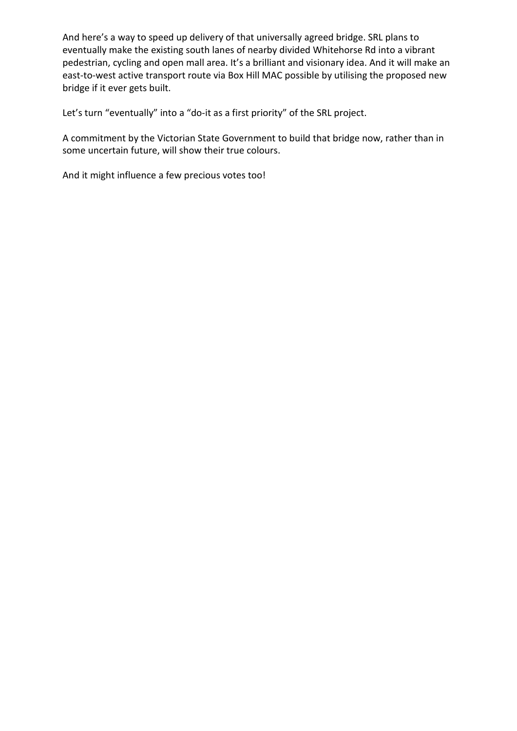And here's a way to speed up delivery of that universally agreed bridge. SRL plans to eventually make the existing south lanes of nearby divided Whitehorse Rd into a vibrant pedestrian, cycling and open mall area. It's a brilliant and visionary idea. And it will make an east-to-west active transport route via Box Hill MAC possible by utilising the proposed new bridge if it ever gets built.

Let's turn "eventually" into a "do-it as a first priority" of the SRL project.

A commitment by the Victorian State Government to build that bridge now, rather than in some uncertain future, will show their true colours.

And it might influence a few precious votes too!